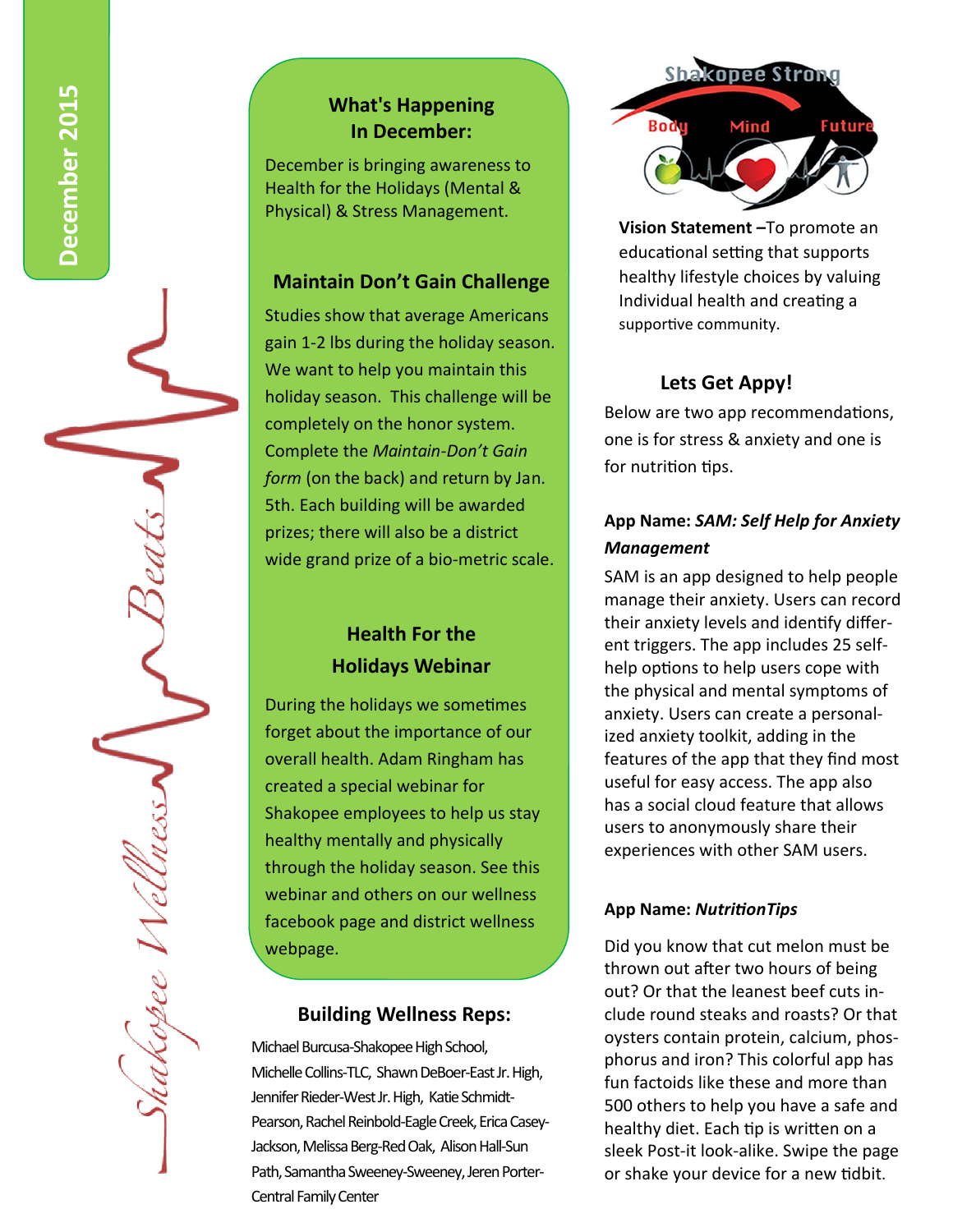December 2015

Shakopee Wellness Beats

## What's Happening In December:

December is bringing awareness to Health for the Holidays (Mental & Physical) & Stress Management.

## Maintain Don't Gain Challenge

Studies show that average Americans gain 1-2 lbs during the holiday season. We want to help you maintain this holiday season. This challenge will be completely on the honor system. Complete the *Maintain-Don't Gain form* (on the back) and return by Jan. 5th. Each building will be awarded prizes; there will also be a district wide grand prize of a bio-metric scale.

## Health For the Holidays Webinar

During the holidays we sometimes forget about the importance of our overall health. Adam Ringham has created a special webinar for Shakopee employees to help us stay healthy mentally and physically through the holiday season. See this webinar and others on our wellness facebook page and district wellness webpage.

## Building Wellness Reps:

Michael Burcusa-Shakopee High School, Michelle Collins-TLC, Shawn DeBoer-East Jr. High, Jennifer Rieder-West Jr. High, Katie Schmidt-Pearson, Rachel Reinbold-Eagle Creek, Erica Casey-Jackson, Melissa Berg-Red Oak, Alison Hall-Sun Path, Samantha Sweeney-Sweeney, Jeren Porter-Central Family Center

Shakopee Strong

Body Mind Future

**Vision Statement –** To promote an educational setting that supports healthy lifestyle choices by valuing Individual health and creating a supportive community.

## Lets Get Appy!

Below are two app recommendations, one is for stress & anxiety and one is for nutrition tips.

**App Name: *SAM: Self Help for Anxiety Management***

SAM is an app designed to help people manage their anxiety. Users can record their anxiety levels and identify different triggers. The app includes 25 self-help options to help users cope with the physical and mental symptoms of anxiety. Users can create a personalized anxiety toolkit, adding in the features of the app that they find most useful for easy access. The app also has a social cloud feature that allows users to anonymously share their experiences with other SAM users.

**App Name: *NutritionTips***

Did you know that cut melon must be thrown out after two hours of being out? Or that the leanest beef cuts include round steaks and roasts? Or that oysters contain protein, calcium, phosphorus and iron? This colorful app has fun factoids like these and more than 500 others to help you have a safe and healthy diet. Each tip is written on a sleek Post-it look-alike. Swipe the page or shake your device for a new tidbit.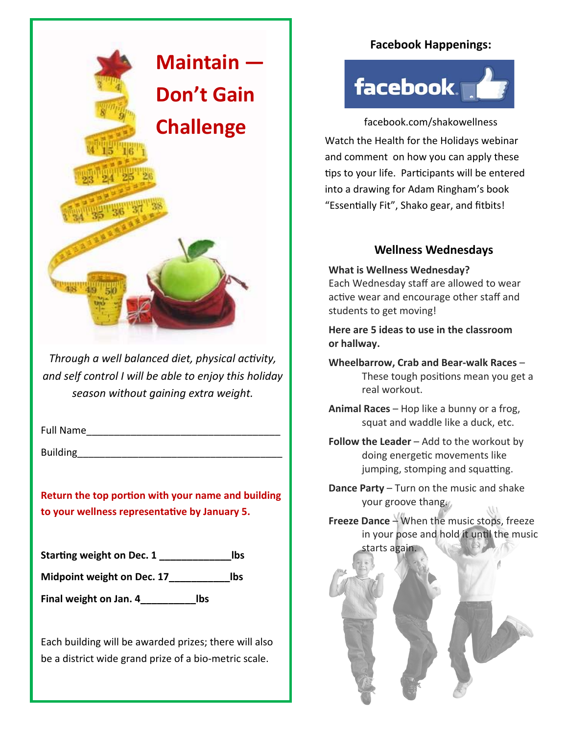# Maintain — Don't Gain Challenge

*Through a well balanced diet, physical activity, and self control I will be able to enjoy this holiday season without gaining extra weight.*

Full Name____________________________________

Building______________________________________

**Return the top portion with your name and building to your wellness representative by January 5.**

**Starting weight on Dec. 1 _____________lbs**

**Midpoint weight on Dec. 17___________lbs**

**Final weight on Jan. 4__________lbs**

Each building will be awarded prizes; there will also be a district wide grand prize of a bio-metric scale.

## Facebook Happenings:

facebook.com/shakowellness

Watch the Health for the Holidays webinar and comment on how you can apply these tips to your life. Participants will be entered into a drawing for Adam Ringham's book "Essentially Fit", Shako gear, and fitbits!

## Wellness Wednesdays

**What is Wellness Wednesday?**

Each Wednesday staff are allowed to wear active wear and encourage other staff and students to get moving!

**Here are 5 ideas to use in the classroom or hallway.**

**Wheelbarrow, Crab and Bear-walk Races** – These tough positions mean you get a real workout.

**Animal Races** – Hop like a bunny or a frog, squat and waddle like a duck, etc.

**Follow the Leader** – Add to the workout by doing energetic movements like jumping, stomping and squatting.

**Dance Party** – Turn on the music and shake your groove thang.

**Freeze Dance** – When the music stops, freeze in your pose and hold it until the music starts again.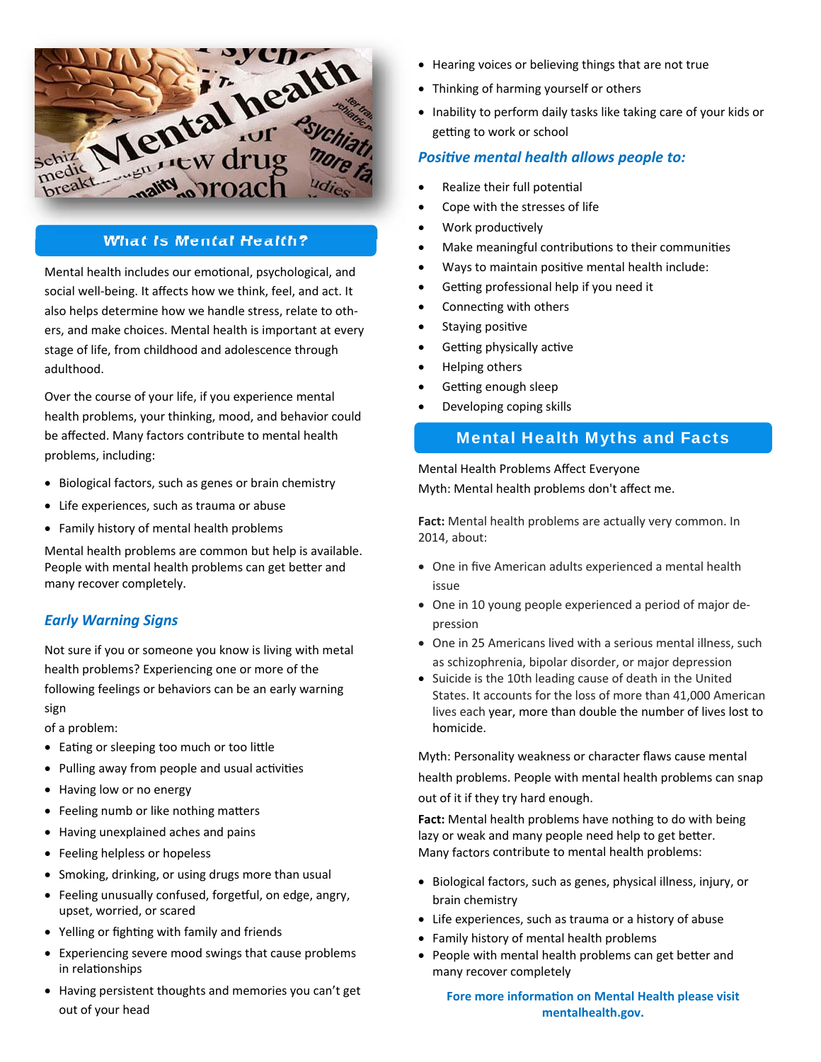## What Is Mental Health?

Mental health includes our emotional, psychological, and social well-being. It affects how we think, feel, and act. It also helps determine how we handle stress, relate to others, and make choices. Mental health is important at every stage of life, from childhood and adolescence through adulthood.

Over the course of your life, if you experience mental health problems, your thinking, mood, and behavior could be affected. Many factors contribute to mental health problems, including:

- Biological factors, such as genes or brain chemistry
- Life experiences, such as trauma or abuse
- Family history of mental health problems

Mental health problems are common but help is available. People with mental health problems can get better and many recover completely.

### *Early Warning Signs*

Not sure if you or someone you know is living with metal health problems? Experiencing one or more of the following feelings or behaviors can be an early warning sign
of a problem:

- Eating or sleeping too much or too little
- Pulling away from people and usual activities
- Having low or no energy
- Feeling numb or like nothing matters
- Having unexplained aches and pains
- Feeling helpless or hopeless
- Smoking, drinking, or using drugs more than usual
- Feeling unusually confused, forgetful, on edge, angry, upset, worried, or scared
- Yelling or fighting with family and friends
- Experiencing severe mood swings that cause problems in relationships
- Having persistent thoughts and memories you can't get out of your head
- Hearing voices or believing things that are not true
- Thinking of harming yourself or others
- Inability to perform daily tasks like taking care of your kids or getting to work or school

### *Positive mental health allows people to:*

- Realize their full potential
- Cope with the stresses of life
- Work productively
- Make meaningful contributions to their communities
- Ways to maintain positive mental health include:
- Getting professional help if you need it
- Connecting with others
- Staying positive
- Getting physically active
- Helping others
- Getting enough sleep
- Developing coping skills

## Mental Health Myths and Facts

Mental Health Problems Affect Everyone

Myth: Mental health problems don't affect me.

**Fact:** Mental health problems are actually very common. In 2014, about:

- One in five American adults experienced a mental health issue
- One in 10 young people experienced a period of major depression
- One in 25 Americans lived with a serious mental illness, such as schizophrenia, bipolar disorder, or major depression
- Suicide is the 10th leading cause of death in the United States. It accounts for the loss of more than 41,000 American lives each year, more than double the number of lives lost to homicide.

Myth: Personality weakness or character flaws cause mental health problems. People with mental health problems can snap out of it if they try hard enough.

**Fact:** Mental health problems have nothing to do with being lazy or weak and many people need help to get better.
Many factors contribute to mental health problems:

- Biological factors, such as genes, physical illness, injury, or brain chemistry
- Life experiences, such as trauma or a history of abuse
- Family history of mental health problems
- People with mental health problems can get better and many recover completely

**Fore more information on Mental Health please visit mentalhealth.gov.**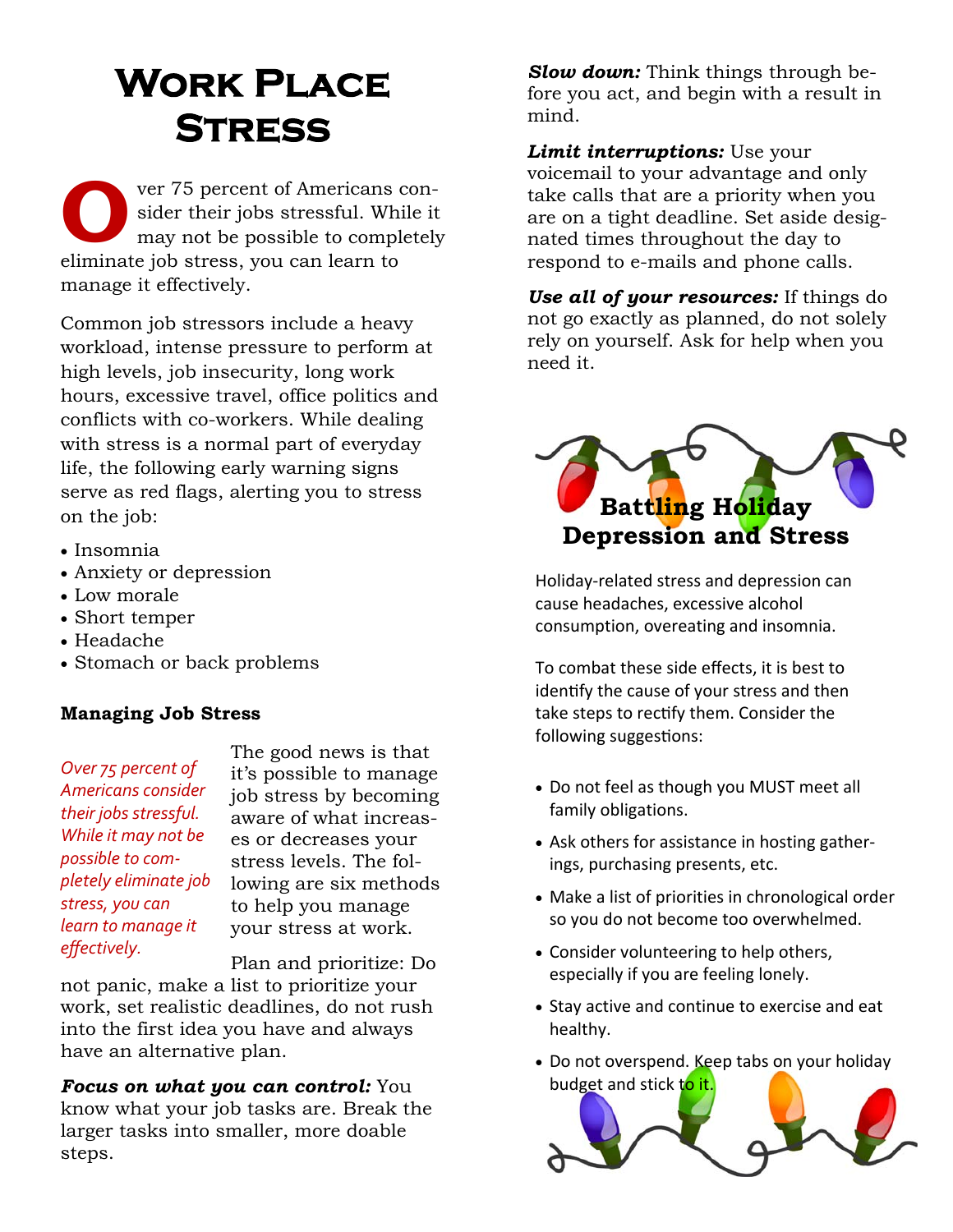# Work Place Stress

Over 75 percent of Americans consider their jobs stressful. While it may not be possible to completely eliminate job stress, you can learn to manage it effectively.

Common job stressors include a heavy workload, intense pressure to perform at high levels, job insecurity, long work hours, excessive travel, office politics and conflicts with co-workers. While dealing with stress is a normal part of everyday life, the following early warning signs serve as red flags, alerting you to stress on the job:

- Insomnia
- Anxiety or depression
- Low morale
- Short temper
- Headache
- Stomach or back problems

### Managing Job Stress

*Over 75 percent of Americans consider their jobs stressful. While it may not be possible to completely eliminate job stress, you can learn to manage it effectively.*

The good news is that it's possible to manage job stress by becoming aware of what increases or decreases your stress levels. The following are six methods to help you manage your stress at work.

Plan and prioritize: Do not panic, make a list to prioritize your work, set realistic deadlines, do not rush into the first idea you have and always have an alternative plan.

***Focus on what you can control:*** You know what your job tasks are. Break the larger tasks into smaller, more doable steps.

***Slow down:*** Think things through before you act, and begin with a result in mind.

***Limit interruptions:*** Use your voicemail to your advantage and only take calls that are a priority when you are on a tight deadline. Set aside designated times throughout the day to respond to e-mails and phone calls.

***Use all of your resources:*** If things do not go exactly as planned, do not solely rely on yourself. Ask for help when you need it.

## Battling Holiday Depression and Stress

Holiday-related stress and depression can cause headaches, excessive alcohol consumption, overeating and insomnia.

To combat these side effects, it is best to identify the cause of your stress and then take steps to rectify them. Consider the following suggestions:

- Do not feel as though you MUST meet all family obligations.
- Ask others for assistance in hosting gatherings, purchasing presents, etc.
- Make a list of priorities in chronological order so you do not become too overwhelmed.
- Consider volunteering to help others, especially if you are feeling lonely.
- Stay active and continue to exercise and eat healthy.
- Do not overspend. Keep tabs on your holiday budget and stick to it.